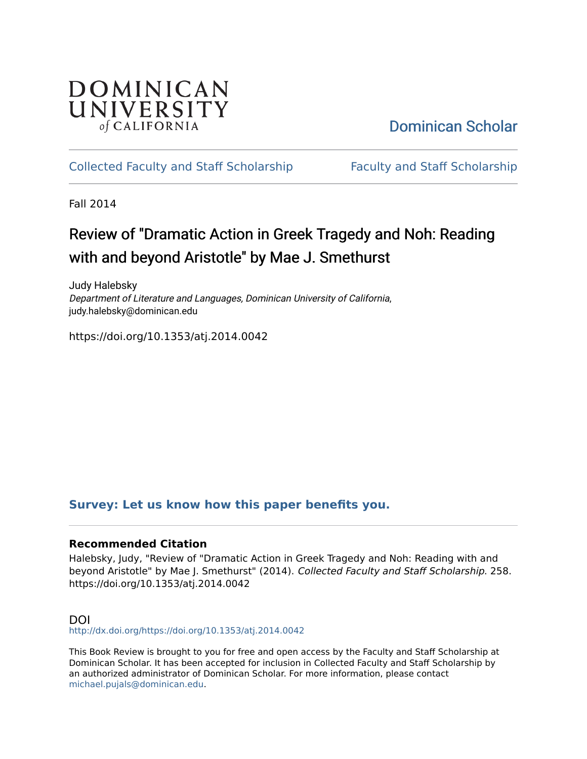DOMINICAN UNIVERSITY *of* CALIFORNIA

Dominican Scholar

Collected Faculty and Staff Scholarship | Faculty and Staff Scholarship

Fall 2014

# Review of "Dramatic Action in Greek Tragedy and Noh: Reading with and beyond Aristotle" by Mae J. Smethurst

Judy Halebsky
*Department of Literature and Languages, Dominican University of California*, judy.halebsky@dominican.edu

https://doi.org/10.1353/atj.2014.0042

**Survey: Let us know how this paper benefits you.**

### Recommended Citation

Halebsky, Judy, "Review of "Dramatic Action in Greek Tragedy and Noh: Reading with and beyond Aristotle" by Mae J. Smethurst" (2014). *Collected Faculty and Staff Scholarship*. 258. https://doi.org/10.1353/atj.2014.0042

## DOI

http://dx.doi.org/https://doi.org/10.1353/atj.2014.0042

This Book Review is brought to you for free and open access by the Faculty and Staff Scholarship at Dominican Scholar. It has been accepted for inclusion in Collected Faculty and Staff Scholarship by an authorized administrator of Dominican Scholar. For more information, please contact michael.pujals@dominican.edu.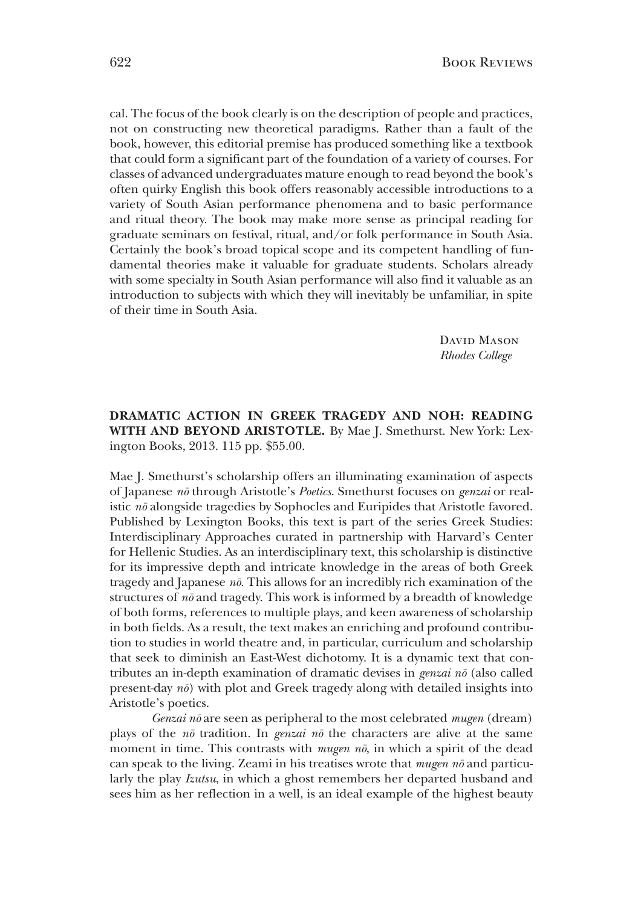cal. The focus of the book clearly is on the description of people and practices, not on constructing new theoretical paradigms. Rather than a fault of the book, however, this editorial premise has produced something like a textbook that could form a significant part of the foundation of a variety of courses. For classes of advanced undergraduates mature enough to read beyond the book's often quirky English this book offers reasonably accessible introductions to a variety of South Asian performance phenomena and to basic performance and ritual theory. The book may make more sense as principal reading for graduate seminars on festival, ritual, and/or folk performance in South Asia. Certainly the book's broad topical scope and its competent handling of fundamental theories make it valuable for graduate students. Scholars already with some specialty in South Asian performance will also find it valuable as an introduction to subjects with which they will inevitably be unfamiliar, in spite of their time in South Asia.

David Mason
*Rhodes College*

**DRAMATIC ACTION IN GREEK TRAGEDY AND NOH: READING WITH AND BEYOND ARISTOTLE.** By Mae J. Smethurst. New York: Lexington Books, 2013. 115 pp. $55.00.

Mae J. Smethurst's scholarship offers an illuminating examination of aspects of Japanese *nō* through Aristotle's *Poetics*. Smethurst focuses on *genzai* or realistic *nō* alongside tragedies by Sophocles and Euripides that Aristotle favored. Published by Lexington Books, this text is part of the series Greek Studies: Interdisciplinary Approaches curated in partnership with Harvard's Center for Hellenic Studies. As an interdisciplinary text, this scholarship is distinctive for its impressive depth and intricate knowledge in the areas of both Greek tragedy and Japanese *nō*. This allows for an incredibly rich examination of the structures of *nō* and tragedy. This work is informed by a breadth of knowledge of both forms, references to multiple plays, and keen awareness of scholarship in both fields. As a result, the text makes an enriching and profound contribution to studies in world theatre and, in particular, curriculum and scholarship that seek to diminish an East-West dichotomy. It is a dynamic text that contributes an in-depth examination of dramatic devises in *genzai nō* (also called present-day *nō*) with plot and Greek tragedy along with detailed insights into Aristotle's poetics.

*Genzai nō* are seen as peripheral to the most celebrated *mugen* (dream) plays of the *nō* tradition. In *genzai nō* the characters are alive at the same moment in time. This contrasts with *mugen nō*, in which a spirit of the dead can speak to the living. Zeami in his treatises wrote that *mugen nō* and particularly the play *Izutsu*, in which a ghost remembers her departed husband and sees him as her reflection in a well, is an ideal example of the highest beauty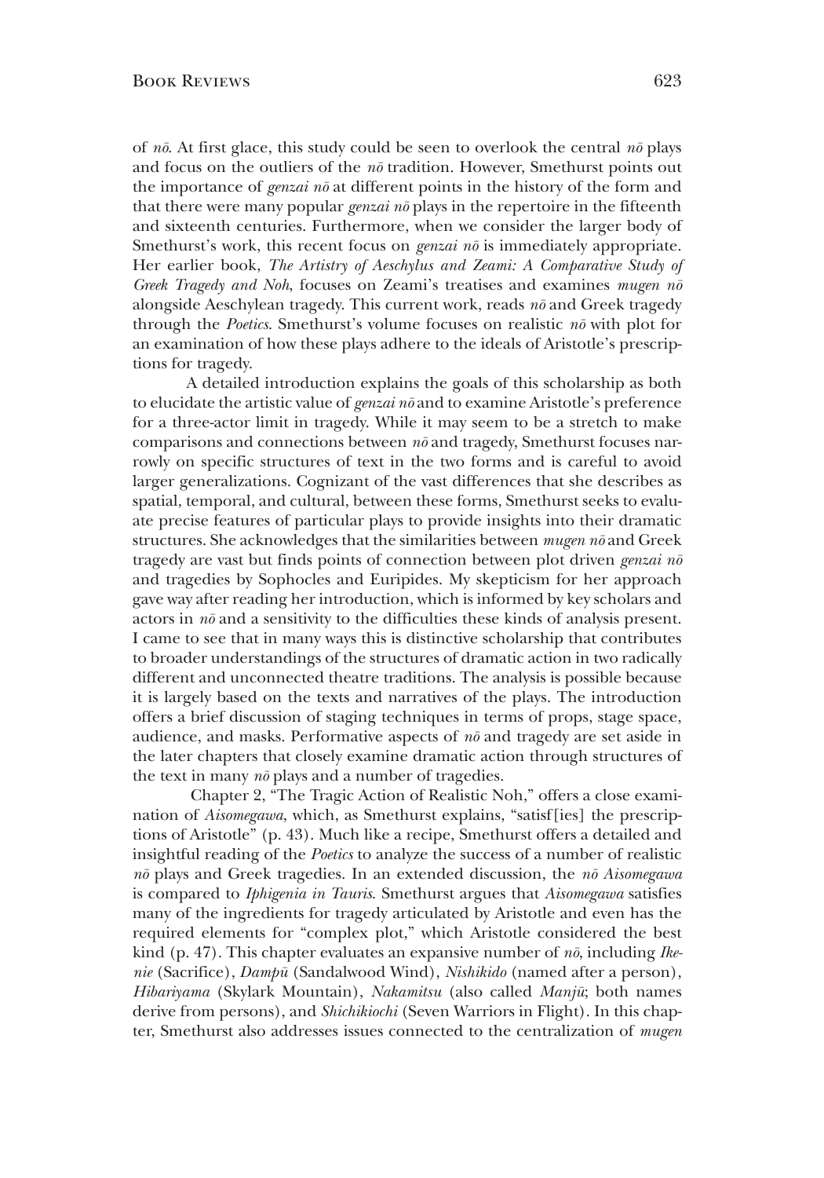of *nō*. At first glace, this study could be seen to overlook the central *nō* plays and focus on the outliers of the *nō* tradition. However, Smethurst points out the importance of *genzai nō* at different points in the history of the form and that there were many popular *genzai nō* plays in the repertoire in the fifteenth and sixteenth centuries. Furthermore, when we consider the larger body of Smethurst's work, this recent focus on *genzai nō* is immediately appropriate. Her earlier book, *The Artistry of Aeschylus and Zeami: A Comparative Study of Greek Tragedy and Noh*, focuses on Zeami's treatises and examines *mugen nō* alongside Aeschylean tragedy. This current work, reads *nō* and Greek tragedy through the *Poetics*. Smethurst's volume focuses on realistic *nō* with plot for an examination of how these plays adhere to the ideals of Aristotle's prescriptions for tragedy.

A detailed introduction explains the goals of this scholarship as both to elucidate the artistic value of *genzai nō* and to examine Aristotle's preference for a three-actor limit in tragedy. While it may seem to be a stretch to make comparisons and connections between *nō* and tragedy, Smethurst focuses narrowly on specific structures of text in the two forms and is careful to avoid larger generalizations. Cognizant of the vast differences that she describes as spatial, temporal, and cultural, between these forms, Smethurst seeks to evaluate precise features of particular plays to provide insights into their dramatic structures. She acknowledges that the similarities between *mugen nō* and Greek tragedy are vast but finds points of connection between plot driven *genzai nō* and tragedies by Sophocles and Euripides. My skepticism for her approach gave way after reading her introduction, which is informed by key scholars and actors in *nō* and a sensitivity to the difficulties these kinds of analysis present. I came to see that in many ways this is distinctive scholarship that contributes to broader understandings of the structures of dramatic action in two radically different and unconnected theatre traditions. The analysis is possible because it is largely based on the texts and narratives of the plays. The introduction offers a brief discussion of staging techniques in terms of props, stage space, audience, and masks. Performative aspects of *nō* and tragedy are set aside in the later chapters that closely examine dramatic action through structures of the text in many *nō* plays and a number of tragedies.

Chapter 2, "The Tragic Action of Realistic Noh," offers a close examination of *Aisomegawa*, which, as Smethurst explains, "satisf[ies] the prescriptions of Aristotle" (p. 43). Much like a recipe, Smethurst offers a detailed and insightful reading of the *Poetics* to analyze the success of a number of realistic *nō* plays and Greek tragedies. In an extended discussion, the *nō Aisomegawa* is compared to *Iphigenia in Tauris*. Smethurst argues that *Aisomegawa* satisfies many of the ingredients for tragedy articulated by Aristotle and even has the required elements for "complex plot," which Aristotle considered the best kind (p. 47). This chapter evaluates an expansive number of *nō*, including *Ikenie* (Sacrifice), *Dampū* (Sandalwood Wind), *Nishikido* (named after a person), *Hibariyama* (Skylark Mountain), *Nakamitsu* (also called *Manjū*; both names derive from persons), and *Shichikiochi* (Seven Warriors in Flight). In this chapter, Smethurst also addresses issues connected to the centralization of *mugen*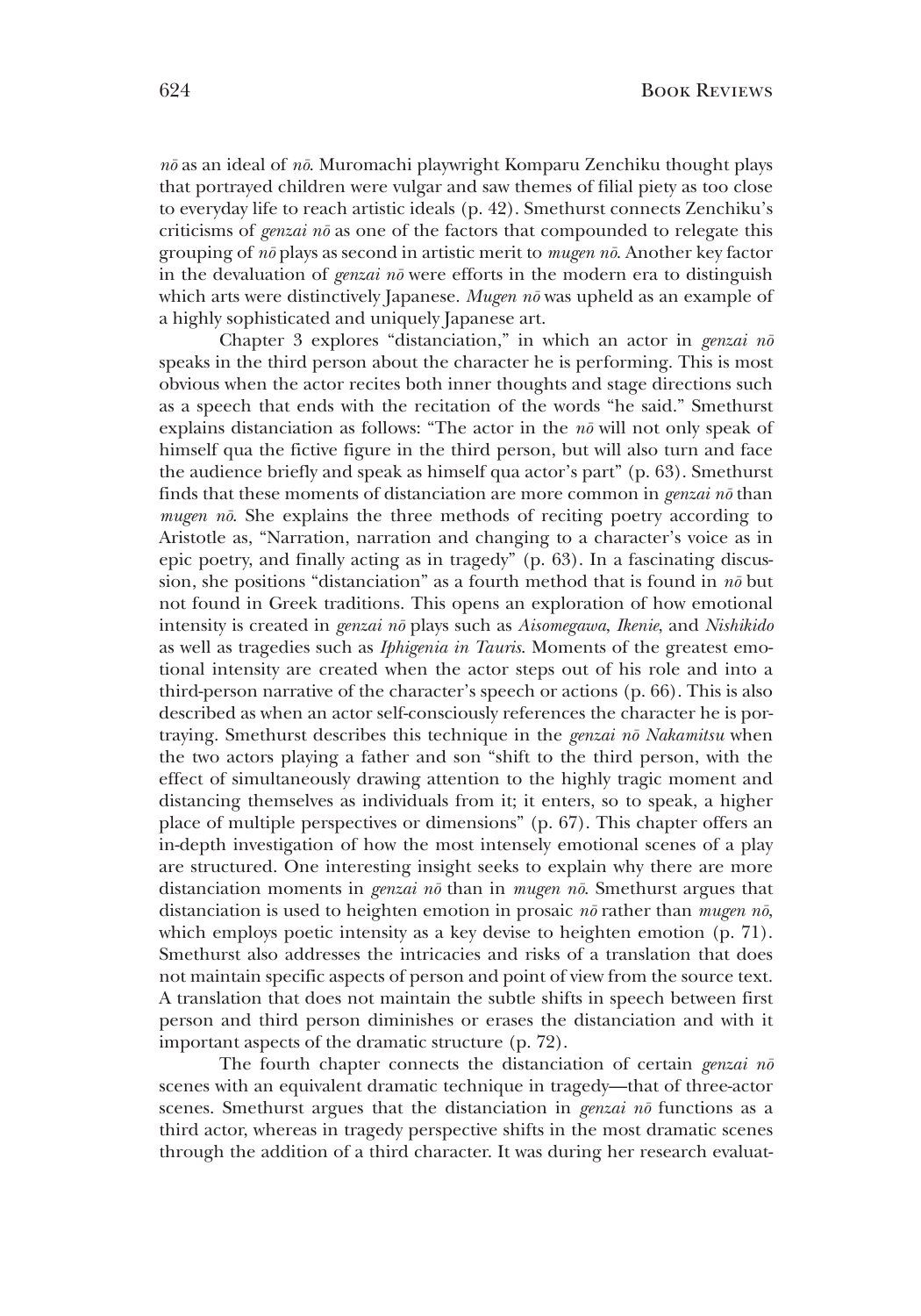*nō* as an ideal of *nō*. Muromachi playwright Komparu Zenchiku thought plays that portrayed children were vulgar and saw themes of filial piety as too close to everyday life to reach artistic ideals (p. 42). Smethurst connects Zenchiku's criticisms of *genzai nō* as one of the factors that compounded to relegate this grouping of *nō* plays as second in artistic merit to *mugen nō*. Another key factor in the devaluation of *genzai nō* were efforts in the modern era to distinguish which arts were distinctively Japanese. *Mugen nō* was upheld as an example of a highly sophisticated and uniquely Japanese art.

Chapter 3 explores "distanciation," in which an actor in *genzai nō* speaks in the third person about the character he is performing. This is most obvious when the actor recites both inner thoughts and stage directions such as a speech that ends with the recitation of the words "he said." Smethurst explains distanciation as follows: "The actor in the *nō* will not only speak of himself qua the fictive figure in the third person, but will also turn and face the audience briefly and speak as himself qua actor's part" (p. 63). Smethurst finds that these moments of distanciation are more common in *genzai nō* than *mugen nō*. She explains the three methods of reciting poetry according to Aristotle as, "Narration, narration and changing to a character's voice as in epic poetry, and finally acting as in tragedy" (p. 63). In a fascinating discussion, she positions "distanciation" as a fourth method that is found in *nō* but not found in Greek traditions. This opens an exploration of how emotional intensity is created in *genzai nō* plays such as *Aisomegawa*, *Ikenie*, and *Nishikido* as well as tragedies such as *Iphigenia in Tauris*. Moments of the greatest emotional intensity are created when the actor steps out of his role and into a third-person narrative of the character's speech or actions (p. 66). This is also described as when an actor self-consciously references the character he is portraying. Smethurst describes this technique in the *genzai nō Nakamitsu* when the two actors playing a father and son "shift to the third person, with the effect of simultaneously drawing attention to the highly tragic moment and distancing themselves as individuals from it; it enters, so to speak, a higher place of multiple perspectives or dimensions" (p. 67). This chapter offers an in-depth investigation of how the most intensely emotional scenes of a play are structured. One interesting insight seeks to explain why there are more distanciation moments in *genzai nō* than in *mugen nō*. Smethurst argues that distanciation is used to heighten emotion in prosaic *nō* rather than *mugen nō*, which employs poetic intensity as a key devise to heighten emotion (p. 71). Smethurst also addresses the intricacies and risks of a translation that does not maintain specific aspects of person and point of view from the source text. A translation that does not maintain the subtle shifts in speech between first person and third person diminishes or erases the distanciation and with it important aspects of the dramatic structure (p. 72).

The fourth chapter connects the distanciation of certain *genzai nō* scenes with an equivalent dramatic technique in tragedy—that of three-actor scenes. Smethurst argues that the distanciation in *genzai nō* functions as a third actor, whereas in tragedy perspective shifts in the most dramatic scenes through the addition of a third character. It was during her research evaluat-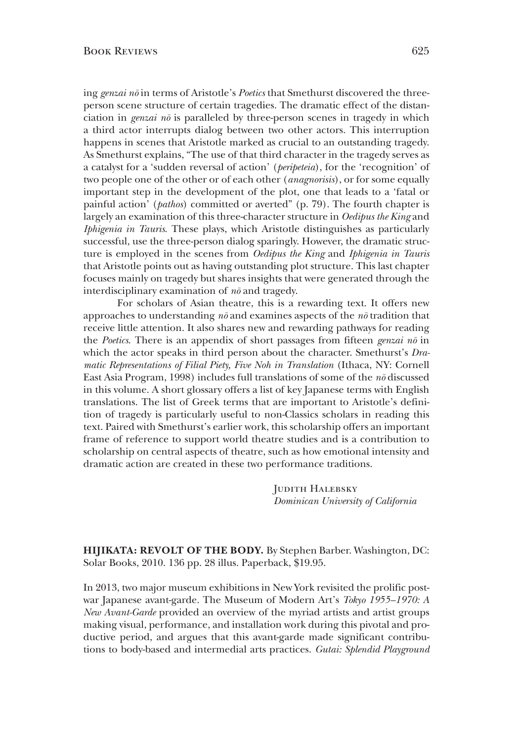ing *genzai nō* in terms of Aristotle's *Poetics* that Smethurst discovered the three-person scene structure of certain tragedies. The dramatic effect of the distanciation in *genzai nō* is paralleled by three-person scenes in tragedy in which a third actor interrupts dialog between two other actors. This interruption happens in scenes that Aristotle marked as crucial to an outstanding tragedy. As Smethurst explains, "The use of that third character in the tragedy serves as a catalyst for a 'sudden reversal of action' (*peripeteia*), for the 'recognition' of two people one of the other or of each other (*anagnorisis*), or for some equally important step in the development of the plot, one that leads to a 'fatal or painful action' (*pathos*) committed or averted" (p. 79). The fourth chapter is largely an examination of this three-character structure in *Oedipus the King* and *Iphigenia in Tauris*. These plays, which Aristotle distinguishes as particularly successful, use the three-person dialog sparingly. However, the dramatic structure is employed in the scenes from *Oedipus the King* and *Iphigenia in Tauris* that Aristotle points out as having outstanding plot structure. This last chapter focuses mainly on tragedy but shares insights that were generated through the interdisciplinary examination of *nō* and tragedy.

For scholars of Asian theatre, this is a rewarding text. It offers new approaches to understanding *nō* and examines aspects of the *nō* tradition that receive little attention. It also shares new and rewarding pathways for reading the *Poetics*. There is an appendix of short passages from fifteen *genzai nō* in which the actor speaks in third person about the character. Smethurst's *Dramatic Representations of Filial Piety, Five Noh in Translation* (Ithaca, NY: Cornell East Asia Program, 1998) includes full translations of some of the *nō* discussed in this volume. A short glossary offers a list of key Japanese terms with English translations. The list of Greek terms that are important to Aristotle's definition of tragedy is particularly useful to non-Classics scholars in reading this text. Paired with Smethurst's earlier work, this scholarship offers an important frame of reference to support world theatre studies and is a contribution to scholarship on central aspects of theatre, such as how emotional intensity and dramatic action are created in these two performance traditions.

Judith Halebsky
*Dominican University of California*

**HIJIKATA: REVOLT OF THE BODY.** By Stephen Barber. Washington, DC: Solar Books, 2010. 136 pp. 28 illus. Paperback, $19.95.

In 2013, two major museum exhibitions in New York revisited the prolific post-war Japanese avant-garde. The Museum of Modern Art's *Tokyo 1955–1970: A New Avant-Garde* provided an overview of the myriad artists and artist groups making visual, performance, and installation work during this pivotal and productive period, and argues that this avant-garde made significant contributions to body-based and intermedial arts practices. *Gutai: Splendid Playground*